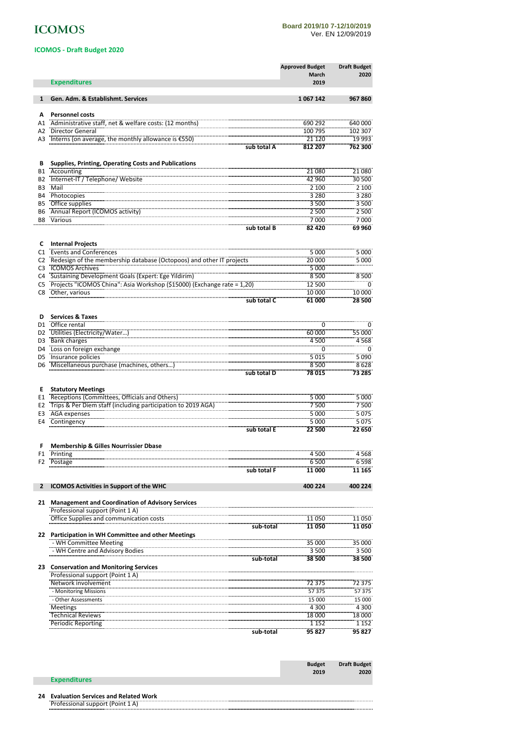# ICOMOS

**Board 2019/10 7-12/10/2019**
Ver. EN 12/09/2019

## ICOMOS - Draft Budget 2020

| | **Expenditures** | | **Approved Budget March 2019** | **Draft Budget 2020** |
|---|---|---|---|---|
| **1** | **Gen. Adm. & Establishmt. Services** | | **1 067 142** | **967 860** |
| **A** | **Personnel costs** | | | |
| A1 | Administrative staff, net & welfare costs: (12 months) | | 690 292 | 640 000 |
| A2 | Director General | | 100 795 | 102 307 |
| A3 | Interns (on average, the monthly allowance is €550) | | 21 120 | 19 993 |
| | | **sub total A** | **812 207** | **762 300** |
| **B** | **Supplies, Printing, Operating Costs and Publications** | | | |
| B1 | Accounting | | 21 080 | 21 080 |
| B2 | Internet-IT / Telephone/ Website | | 42 960 | 30 500 |
| B3 | Mail | | 2 100 | 2 100 |
| B4 | Photocopies | | 3 280 | 3 280 |
| B5 | Office supplies | | 3 500 | 3 500 |
| B6 | Annual Report (ICOMOS activity) | | 2 500 | 2 500 |
| B8 | Various | | 7 000 | 7 000 |
| | | **sub total B** | **82 420** | **69 960** |
| **C** | **Internal Projects** | | | |
| C1 | Events and Conferences | | 5 000 | 5 000 |
| C2 | Redesign of the membership database (Octopoos) and other IT projects | | 20 000 | 5 000 |
| C3 | ICOMOS Archives | | 5 000 | |
| C4 | Sustaining Development Goals (Expert: Ege Yildirim) | | 8 500 | 8 500 |
| C5 | Projects "ICOMOS China": Asia Workshop ($15000) (Exchange rate = 1,20) | | 12 500 | 0 |
| C8 | Other, various | | 10 000 | 10 000 |
| | | **sub total C** | **61 000** | **28 500** |
| **D** | **Services & Taxes** | | | |
| D1 | Office rental | | 0 | 0 |
| D2 | Utilities (Electricity/Water…) | | 60 000 | 55 000 |
| D3 | Bank charges | | 4 500 | 4 568 |
| D4 | Loss on foreign exchange | | 0 | 0 |
| D5 | Insurance policies | | 5 015 | 5 090 |
| D6 | Miscellaneous purchase (machines, others…) | | 8 500 | 8 628 |
| | | **sub total D** | **78 015** | **73 285** |
| **E** | **Statutory Meetings** | | | |
| E1 | Receptions (Committees, Officials and Others) | | 5 000 | 5 000 |
| E2 | Trips & Per Diem staff (including participation to 2019 AGA) | | 7 500 | 7 500 |
| E3 | AGA expenses | | 5 000 | 5 075 |
| E4 | Contingency | | 5 000 | 5 075 |
| | | **sub total E** | **22 500** | **22 650** |
| **F** | **Membership & Gilles Nourrissier Dbase** | | | |
| F1 | Printing | | 4 500 | 4 568 |
| F2 | Postage | | 6 500 | 6 598 |
| | | **sub total F** | **11 000** | **11 165** |
| **2** | **ICOMOS Activities in Support of the WHC** | | **400 224** | **400 224** |
| **21** | **Management and Coordination of Advisory Services** | | | |
| | Professional support (Point 1 A) | | | |
| | Office Supplies and communication costs | | 11 050 | 11 050 |
| | | **sub-total** | **11 050** | **11 050** |
| **22** | **Participation in WH Committee and other Meetings** | | | |
| | - WH Committee Meeting | | 35 000 | 35 000 |
| | - WH Centre and Advisory Bodies | | 3 500 | 3 500 |
| | | **sub-total** | **38 500** | **38 500** |
| **23** | **Conservation and Monitoring Services** | | | |
| | Professional support (Point 1 A) | | | |
| | Network involvement | | 72 375 | 72 375 |
| | - Monitoring Missions | | 57 375 | 57 375 |
| | - Other Assessments | | 15 000 | 15 000 |
| | Meetings | | 4 300 | 4 300 |
| | Technical Reviews | | 18 000 | 18 000 |
| | Periodic Reporting | | 1 152 | 1 152 |
| | | **sub-total** | **95 827** | **95 827** |

| | **Expenditures** | **Budget 2019** | **Draft Budget 2020** |
|---|---|---|---|
| **24** | **Evaluation Services and Related Work** | | |
| | Professional support (Point 1 A) | | |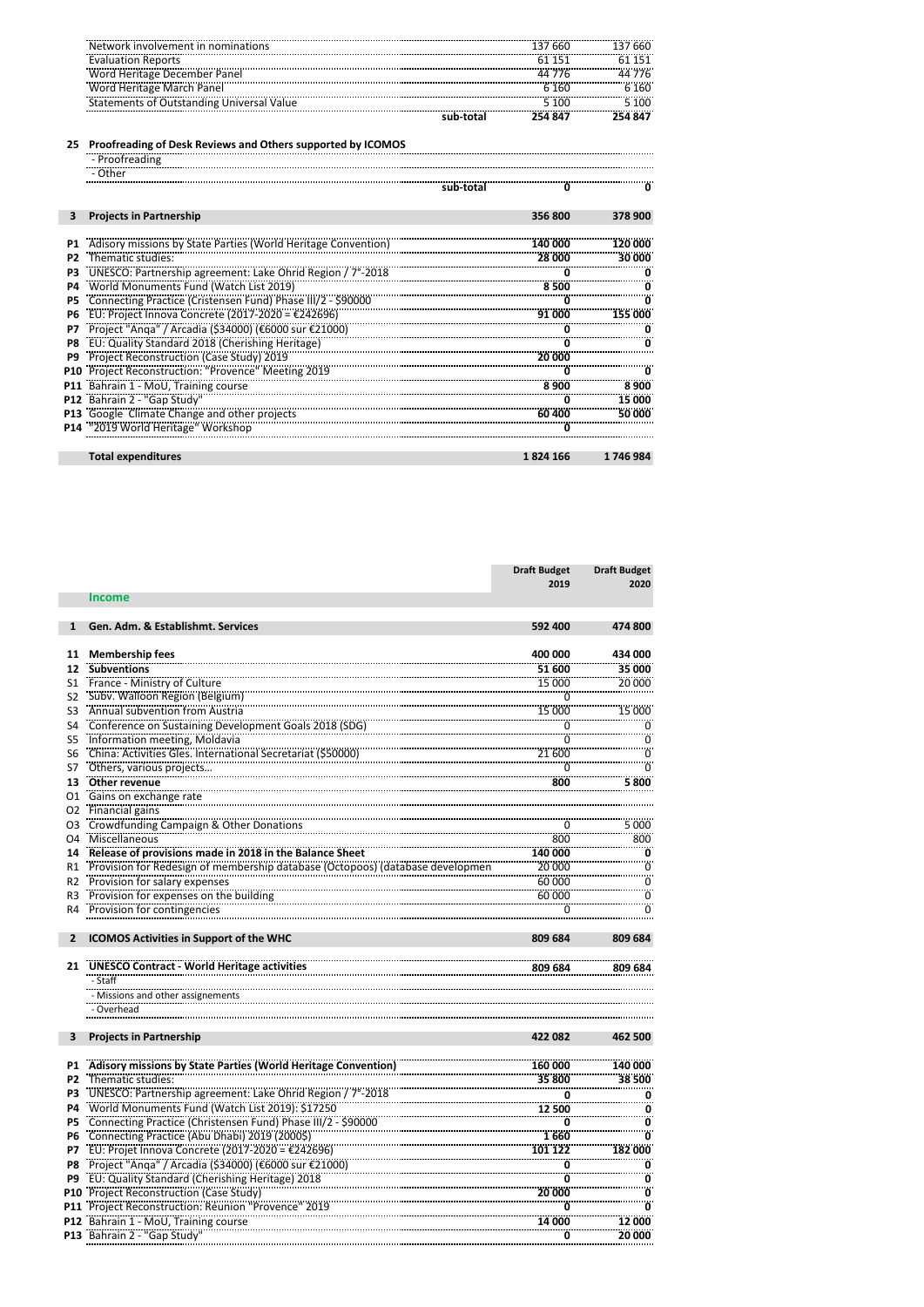| | | | | |
|---|---|---|---|---|
| | Network involvement in nominations | | 137 660 | 137 660 |
| | Evaluation Reports | | 61 151 | 61 151 |
| | Word Heritage December Panel | | 44 776 | 44 776 |
| | Word Heritage March Panel | | 6 160 | 6 160 |
| | Statements of Outstanding Universal Value | | 5 100 | 5 100 |
| | | sub-total | **254 847** | **254 847** |
| **25** | **Proofreading of Desk Reviews and Others supported by ICOMOS** | | | |
| | - Proofreading | | | |
| | - Other | | | |
| | | sub-total | **0** | **0** |
| **3** | **Projects in Partnership** | | **356 800** | **378 900** |
| **P1** | Adisory missions by State Parties (World Heritage Convention) | | **140 000** | **120 000** |
| **P2** | Thematic studies: | | **28 000** | **30 000** |
| **P3** | UNESCO: Partnership agreement: Lake Ohrid Region / 7°-2018 | | **0** | **0** |
| **P4** | World Monuments Fund (Watch List 2019) | | **8 500** | **0** |
| **P5** | Connecting Practice (Cristensen Fund) Phase III/2 - $90000 | | **0** | **0** |
| **P6** | EU: Project Innova Concrete (2017-2020 = €242696) | | **91 000** | **155 000** |
| **P7** | Project "Anqa" / Arcadia ($34000) (€6000 sur €21000) | | **0** | **0** |
| **P8** | EU: Quality Standard 2018 (Cherishing Heritage) | | **0** | **0** |
| **P9** | Project Reconstruction (Case Study) 2019 | | **20 000** | |
| **P10** | Project Reconstruction: "Provence" Meeting 2019 | | **0** | **0** |
| **P11** | Bahrain 1 - MoU, Training course | | **8 900** | **8 900** |
| **P12** | Bahrain 2 - "Gap Study" | | **0** | **15 000** |
| **P13** | Google Climate Change and other projects | | **60 400** | **50 000** |
| **P14** | "2019 World Heritage" Workshop | | **0** | |
| | **Total expenditures** | | **1 824 166** | **1 746 984** |

| | | Draft Budget 2019 | Draft Budget 2020 |
|---|---|---|---|
| | **Income** | | |
| **1** | **Gen. Adm. & Establishmt. Services** | **592 400** | **474 800** |
| **11** | **Membership fees** | **400 000** | **434 000** |
| **12** | **Subventions** | **51 600** | **35 000** |
| S1 | France - Ministry of Culture | 15 000 | 20 000 |
| S2 | Subv. Walloon Region (Belgium) | 0 | |
| S3 | Annual subvention from Austria | 15 000 | 15 000 |
| S4 | Conference on Sustaining Development Goals 2018 (SDG) | 0 | 0 |
| S5 | Information meeting, Moldavia | 0 | 0 |
| S6 | China: Activities Gles. International Secretariat ($50000) | 21 600 | 0 |
| S7 | Others, various projects... | 0 | 0 |
| **13** | **Other revenue** | **800** | **5 800** |
| O1 | Gains on exchange rate | | |
| O2 | Financial gains | | |
| O3 | Crowdfunding Campaign & Other Donations | 0 | 5 000 |
| O4 | Miscellaneous | 800 | 800 |
| **14** | **Release of provisions made in 2018 in the Balance Sheet** | **140 000** | **0** |
| R1 | Provision for Redesign of membership database (Octopoos) (database developmen | 20 000 | 0 |
| R2 | Provision for salary expenses | 60 000 | 0 |
| R3 | Provision for expenses on the building | 60 000 | 0 |
| R4 | Provision for contingencies | 0 | 0 |
| **2** | **ICOMOS Activities in Support of the WHC** | **809 684** | **809 684** |
| **21** | **UNESCO Contract - World Heritage activities** | **809 684** | **809 684** |
| | - Staff | | |
| | - Missions and other assignements | | |
| | - Overhead | | |
| **3** | **Projects in Partnership** | **422 082** | **462 500** |
| **P1** | **Adisory missions by State Parties (World Heritage Convention)** | **160 000** | **140 000** |
| **P2** | Thematic studies: | **35 800** | **38 500** |
| **P3** | UNESCO: Partnership agreement: Lake Ohrid Region / 7°-2018 | **0** | **0** |
| **P4** | World Monuments Fund (Watch List 2019): $17250 | **12 500** | **0** |
| **P5** | Connecting Practice (Christensen Fund) Phase III/2 - $90000 | **0** | **0** |
| **P6** | Connecting Practice (Abu Dhabi) 2019 (2000$) | **1 660** | **0** |
| **P7** | EU: Projet Innova Concrete (2017-2020 = €242696) | **101 122** | **182 000** |
| **P8** | Project "Anqa" / Arcadia ($34000) (€6000 sur €21000) | **0** | **0** |
| **P9** | EU: Quality Standard (Cherishing Heritage) 2018 | **0** | **0** |
| **P10** | Project Reconstruction (Case Study) | **20 000** | **0** |
| **P11** | Project Reconstruction: Réunion "Provence" 2019 | **0** | **0** |
| **P12** | Bahrain 1 - MoU, Training course | **14 000** | **12 000** |
| **P13** | Bahrain 2 - "Gap Study" | **0** | **20 000** |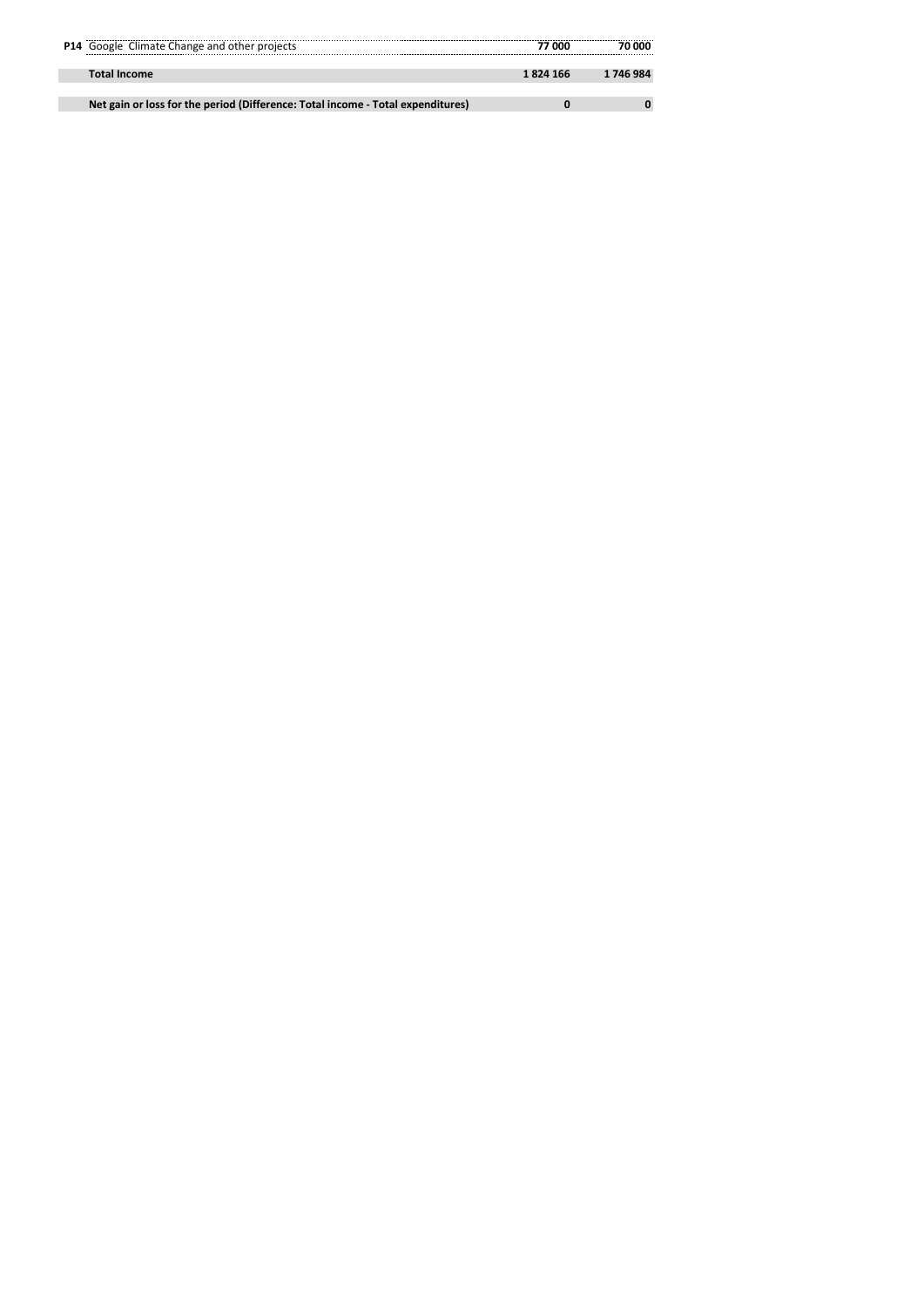| | | | |
|---|---|---|---|
| **P14** | Google Climate Change and other projects | **77 000** | **70 000** |
| | **Total Income** | **1 824 166** | **1 746 984** |
| | **Net gain or loss for the period (Difference: Total income - Total expenditures)** | **0** | **0** |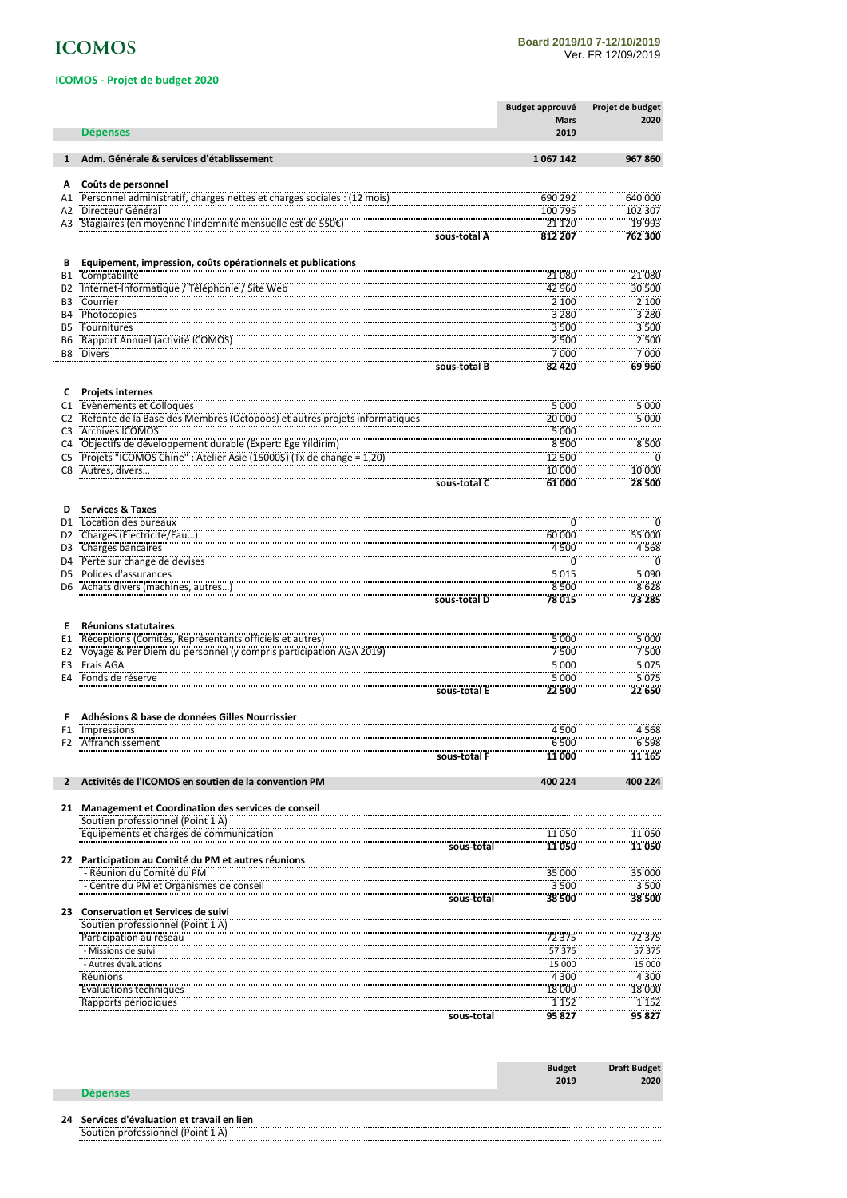**ICOMOS**

Board 2019/10 7-12/10/2019
Ver. FR 12/09/2019

**ICOMOS - Projet de budget 2020**

| | **Dépenses** | **Budget approuvé Mars 2019** | **Projet de budget 2020** |
|---|---|---|---|
| **1** | **Adm. Générale & services d'établissement** | **1 067 142** | **967 860** |
| **A** | **Coûts de personnel** | | |
| A1 | Personnel administratif, charges nettes et charges sociales : (12 mois) | 690 292 | 640 000 |
| A2 | Directeur Général | 100 795 | 102 307 |
| A3 | Stagiaires (en moyenne l'indemnité mensuelle est de 550€) | 21 120 | 19 993 |
| | **sous-total A** | **812 207** | **762 300** |
| **B** | **Equipement, impression, coûts opérationnels et publications** | | |
| B1 | Comptabilité | 21 080 | 21 080 |
| B2 | Internet-Informatique / Téléphonie / Site Web | 42 960 | 30 500 |
| B3 | Courrier | 2 100 | 2 100 |
| B4 | Photocopies | 3 280 | 3 280 |
| B5 | Fournitures | 3 500 | 3 500 |
| B6 | Rapport Annuel (activité ICOMOS) | 2 500 | 2 500 |
| B8 | Divers | 7 000 | 7 000 |
| | **sous-total B** | **82 420** | **69 960** |
| **C** | **Projets internes** | | |
| C1 | Evènements et Colloques | 5 000 | 5 000 |
| C2 | Refonte de la Base des Membres (Octopoos) et autres projets informatiques | 20 000 | 5 000 |
| C3 | Archives ICOMOS | 5 000 | |
| C4 | Objectifs de développement durable (Expert: Ege Yildirim) | 8 500 | 8 500 |
| C5 | Projets "ICOMOS Chine" : Atelier Asie (15000$) (Tx de change = 1,20) | 12 500 | 0 |
| C8 | Autres, divers... | 10 000 | 10 000 |
| | **sous-total C** | **61 000** | **28 500** |
| **D** | **Services & Taxes** | | |
| D1 | Location des bureaux | 0 | 0 |
| D2 | Charges (Electricité/Eau...) | 60 000 | 55 000 |
| D3 | Charges bancaires | 4 500 | 4 568 |
| D4 | Perte sur change de devises | 0 | 0 |
| D5 | Polices d'assurances | 5 015 | 5 090 |
| D6 | Achats divers (machines, autres...) | 8 500 | 8 628 |
| | **sous-total D** | **78 015** | **73 285** |
| **E** | **Réunions statutaires** | | |
| E1 | Réceptions (Comités, Représentants officiels et autres) | 5 000 | 5 000 |
| E2 | Voyage & Per Diem du personnel (y compris participation AGA 2019) | 7 500 | 7 500 |
| E3 | Frais AGA | 5 000 | 5 075 |
| E4 | Fonds de réserve | 5 000 | 5 075 |
| | **sous-total E** | **22 500** | **22 650** |
| **F** | **Adhésions & base de données Gilles Nourrissier** | | |
| F1 | Impressions | 4 500 | 4 568 |
| F2 | Affranchissement | 6 500 | 6 598 |
| | **sous-total F** | **11 000** | **11 165** |
| **2** | **Activités de l'ICOMOS en soutien de la convention PM** | **400 224** | **400 224** |
| **21** | **Management et Coordination des services de conseil** | | |
| | Soutien professionnel (Point 1 A) | | |
| | Equipements et charges de communication | 11 050 | 11 050 |
| | **sous-total** | **11 050** | **11 050** |
| **22** | **Participation au Comité du PM et autres réunions** | | |
| | - Réunion du Comité du PM | 35 000 | 35 000 |
| | - Centre du PM et Organismes de conseil | 3 500 | 3 500 |
| | **sous-total** | **38 500** | **38 500** |
| **23** | **Conservation et Services de suivi** | | |
| | Soutien professionnel (Point 1 A) | | |
| | Participation au réseau | 72 375 | 72 375 |
| | - Missions de suivi | 57 375 | 57 375 |
| | - Autres évaluations | 15 000 | 15 000 |
| | Réunions | 4 300 | 4 300 |
| | Evaluations techniques | 18 000 | 18 000 |
| | Rapports périodiques | 1 152 | 1 152 |
| | **sous-total** | **95 827** | **95 827** |

| | **Dépenses** | **Budget 2019** | **Draft Budget 2020** |
|---|---|---|---|
| **24** | **Services d'évaluation et travail en lien** | | |
| | Soutien professionnel (Point 1 A) | | |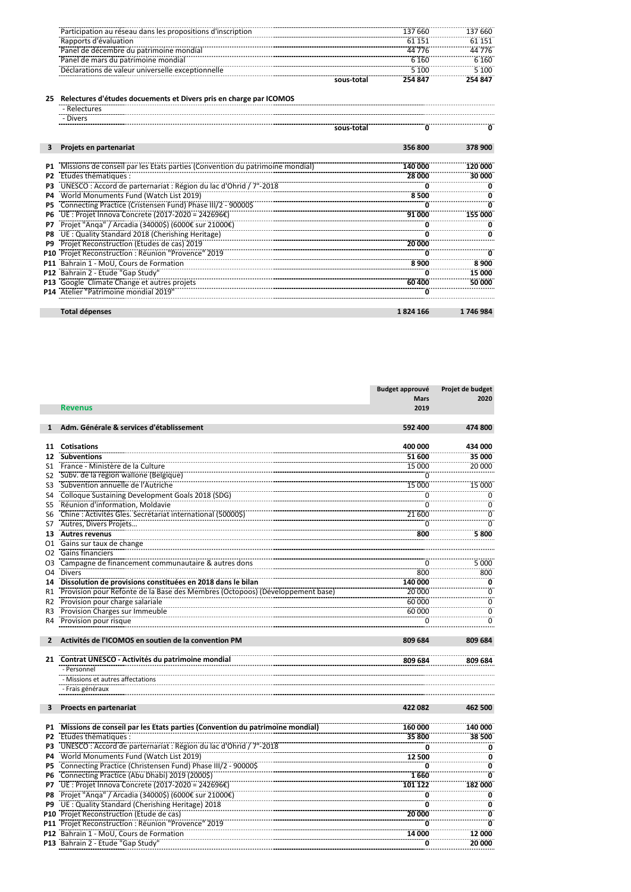| | | | |
|---|---|---|---|
| | Participation au réseau dans les propositions d'inscription | 137 660 | 137 660 |
| | Rapports d'évaluation | 61 151 | 61 151 |
| | Panel de décembre du patrimoine mondial | 44 776 | 44 776 |
| | Panel de mars du patrimoine mondial | 6 160 | 6 160 |
| | Déclarations de valeur universelle exceptionnelle | 5 100 | 5 100 |
| | sous-total | **254 847** | **254 847** |
| **25** | **Relectures d'études docuements et Divers pris en charge par ICOMOS** | | |
| | - Relectures | | |
| | - Divers | | |
| | sous-total | **0** | **0** |
| **3** | **Projets en partenariat** | **356 800** | **378 900** |
| **P1** | Missions de conseil par les Etats parties (Convention du patrimoine mondial) | **140 000** | **120 000** |
| **P2** | Etudes thématiques : | **28 000** | **30 000** |
| **P3** | UNESCO : Accord de parternariat : Région du lac d'Ohrid / 7°-2018 | **0** | **0** |
| **P4** | World Monuments Fund (Watch List 2019) | **8 500** | **0** |
| **P5** | Connecting Practice (Cristensen Fund) Phase III/2 - 90000$ | **0** | **0** |
| **P6** | UE : Projet Innova Concrete (2017-2020 = 242696€) | **91 000** | **155 000** |
| **P7** | Projet "Anqa" / Arcadia (34000$) (6000€ sur 21000€) | **0** | **0** |
| **P8** | UE : Quality Standard 2018 (Cherishing Heritage) | **0** | **0** |
| **P9** | Projet Reconstruction (Etudes de cas) 2019 | **20 000** | |
| **P10** | Projet Reconstruction : Réunion "Provence" 2019 | **0** | **0** |
| **P11** | Bahrain 1 - MoU, Cours de Formation | **8 900** | **8 900** |
| **P12** | Bahrain 2 - Etude "Gap Study" | **0** | **15 000** |
| **P13** | Google Climate Change et autres projets | **60 400** | **50 000** |
| **P14** | Atelier "Patrimoine mondial 2019" | **0** | |
| | **Total dépenses** | **1 824 166** | **1 746 984** |

| | | Budget approuvé Mars 2019 | Projet de budget 2020 |
|---|---|---|---|
| | **Revenus** | | |
| **1** | **Adm. Générale & services d'établissement** | **592 400** | **474 800** |
| **11** | **Cotisations** | **400 000** | **434 000** |
| **12** | **Subventions** | **51 600** | **35 000** |
| S1 | France - Ministère de la Culture | 15 000 | 20 000 |
| S2 | Subv. de la région wallone (Belgique) | 0 | |
| S3 | Subvention annuelle de l'Autriche | 15 000 | 15 000 |
| S4 | Colloque Sustaining Development Goals 2018 (SDG) | 0 | 0 |
| S5 | Réunion d'information, Moldavie | 0 | 0 |
| S6 | Chine : Activités Gles. Secrétariat international (50000$) | 21 600 | 0 |
| S7 | Autres, Divers Projets... | 0 | 0 |
| **13** | **Autres revenus** | **800** | **5 800** |
| O1 | Gains sur taux de change | | |
| O2 | Gains financiers | | |
| O3 | Campagne de financement communautaire & autres dons | 0 | 5 000 |
| O4 | Divers | 800 | 800 |
| **14** | **Dissolution de provisions constituées en 2018 dans le bilan** | **140 000** | **0** |
| R1 | Provision pour Refonte de la Base des Membres (Octopoos) (Développement base) | 20 000 | 0 |
| R2 | Provision pour charge salariale | 60 000 | 0 |
| R3 | Provision Charges sur Immeuble | 60 000 | 0 |
| R4 | Provision pour risque | 0 | 0 |
| **2** | **Activités de l'ICOMOS en soutien de la convention PM** | **809 684** | **809 684** |
| **21** | **Contrat UNESCO - Activités du patrimoine mondial** | **809 684** | **809 684** |
| | - Personnel | | |
| | - Missions et autres affectations | | |
| | - Frais généraux | | |
| **3** | **Proects en partenariat** | **422 082** | **462 500** |
| **P1** | **Missions de conseil par les Etats parties (Convention du patrimoine mondial)** | **160 000** | **140 000** |
| **P2** | Etudes thématiques : | **35 800** | **38 500** |
| **P3** | UNESCO : Accord de parternariat : Région du lac d'Ohrid / 7°-2018 | **0** | **0** |
| **P4** | World Monuments Fund (Watch List 2019) | **12 500** | **0** |
| **P5** | Connecting Practice (Christensen Fund) Phase III/2 - 90000$ | **0** | **0** |
| **P6** | Connecting Practice (Abu Dhabi) 2019 (2000$) | **1 660** | **0** |
| **P7** | UE : Projet Innova Concrete (2017-2020 = 242696€) | **101 122** | **182 000** |
| **P8** | Projet "Anqa" / Arcadia (34000$) (6000€ sur 21000€) | **0** | **0** |
| **P9** | UE : Quality Standard (Cherishing Heritage) 2018 | **0** | **0** |
| **P10** | Projet Reconstruction (Etude de cas) | **20 000** | **0** |
| **P11** | Projet Reconstruction : Réunion "Provence" 2019 | **0** | **0** |
| **P12** | Bahrain 1 - MoU, Cours de Formation | **14 000** | **12 000** |
| **P13** | Bahrain 2 - Etude "Gap Study" | **0** | **20 000** |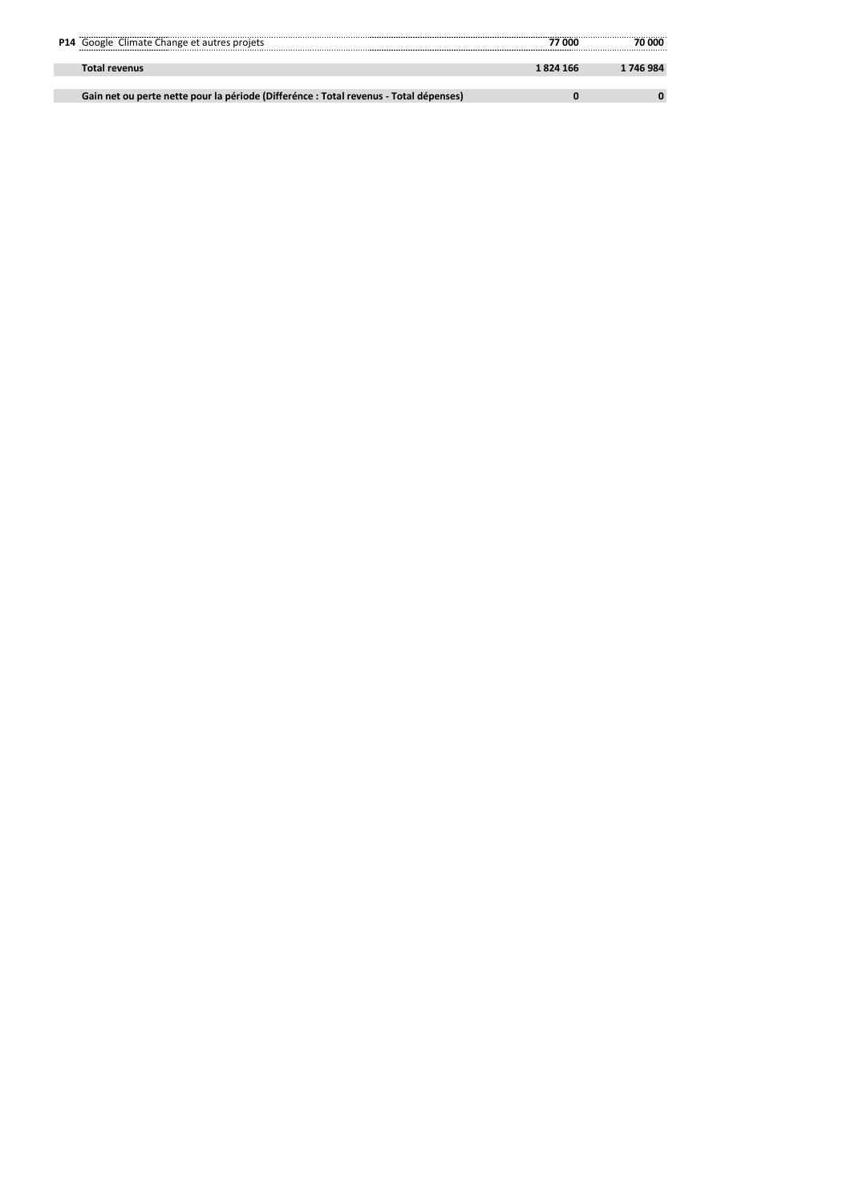| | | | |
|---|---|---|---|
| **P14** | Google Climate Change et autres projets | **77 000** | **70 000** |
| | **Total revenus** | **1 824 166** | **1 746 984** |
| | **Gain net ou perte nette pour la période (Differénce : Total revenus - Total dépenses)** | **0** | **0** |